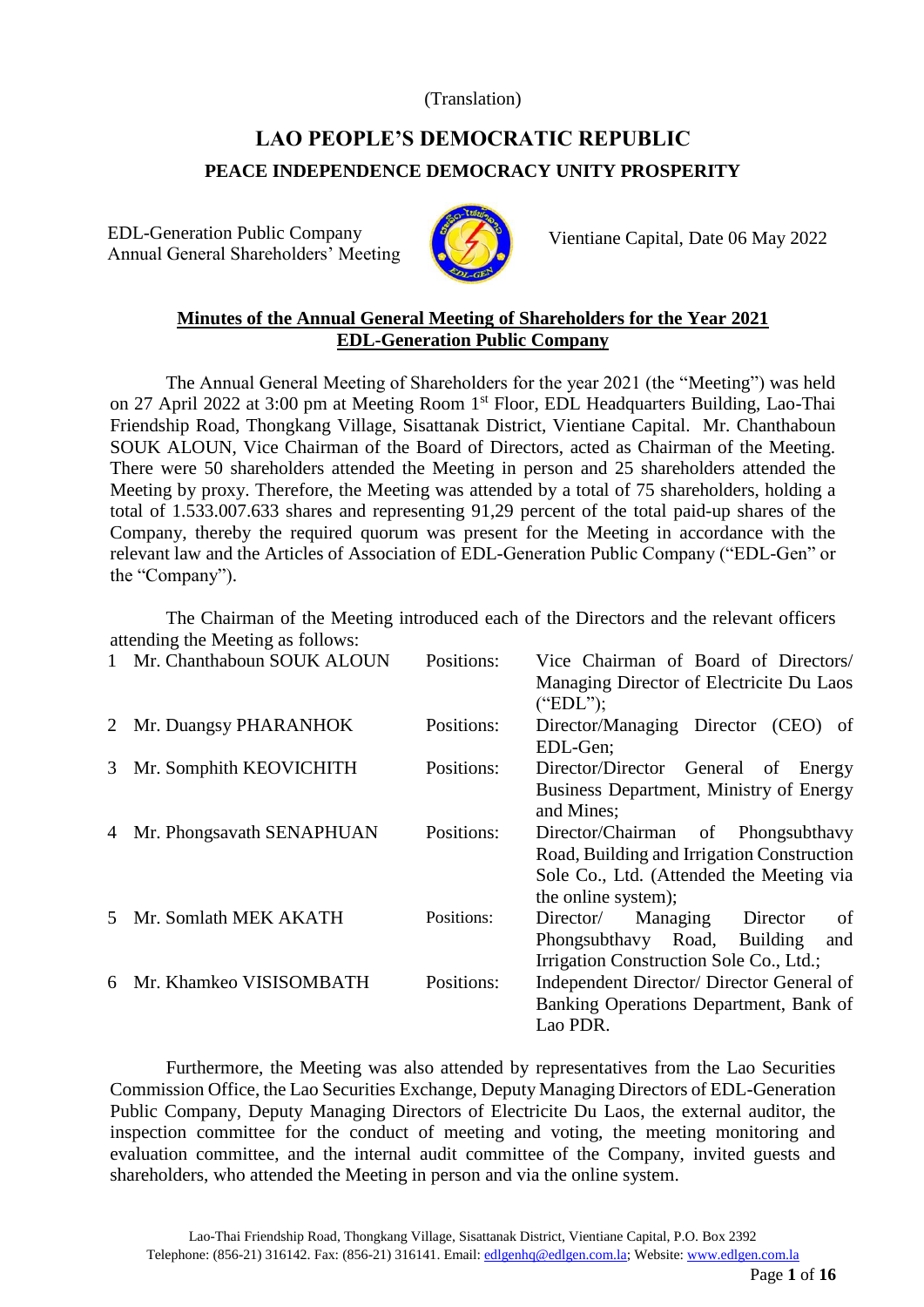(Translation)

# LAO PEOPLE'S DEMOCRATIC REPUBLIC

## PEACE INDEPENDENCE DEMOCRACY UNITY PROSPERITY

EDL-Generation Public Company
Annual General Shareholders' Meeting

Vientiane Capital, Date 06 May 2022

## Minutes of the Annual General Meeting of Shareholders for the Year 2021
## EDL-Generation Public Company

The Annual General Meeting of Shareholders for the year 2021 (the "Meeting") was held on 27 April 2022 at 3:00 pm at Meeting Room 1st Floor, EDL Headquarters Building, Lao-Thai Friendship Road, Thongkang Village, Sisattanak District, Vientiane Capital. Mr. Chanthaboun SOUK ALOUN, Vice Chairman of the Board of Directors, acted as Chairman of the Meeting. There were 50 shareholders attended the Meeting in person and 25 shareholders attended the Meeting by proxy. Therefore, the Meeting was attended by a total of 75 shareholders, holding a total of 1.533.007.633 shares and representing 91,29 percent of the total paid-up shares of the Company, thereby the required quorum was present for the Meeting in accordance with the relevant law and the Articles of Association of EDL-Generation Public Company ("EDL-Gen" or the "Company").

The Chairman of the Meeting introduced each of the Directors and the relevant officers attending the Meeting as follows:

| | | | |
|---|---|---|---|
| 1 | Mr. Chanthaboun SOUK ALOUN | Positions: | Vice Chairman of Board of Directors/ Managing Director of Electricite Du Laos ("EDL"); |
| 2 | Mr. Duangsy PHARANHOK | Positions: | Director/Managing Director (CEO) of EDL-Gen; |
| 3 | Mr. Somphith KEOVICHITH | Positions: | Director/Director General of Energy Business Department, Ministry of Energy and Mines; |
| 4 | Mr. Phongsavath SENAPHUAN | Positions: | Director/Chairman of Phongsubthavy Road, Building and Irrigation Construction Sole Co., Ltd. (Attended the Meeting via the online system); |
| 5 | Mr. Somlath MEK AKATH | Positions: | Director/ Managing Director of Phongsubthavy Road, Building and Irrigation Construction Sole Co., Ltd.; |
| 6 | Mr. Khamkeo VISISOMBATH | Positions: | Independent Director/ Director General of Banking Operations Department, Bank of Lao PDR. |

Furthermore, the Meeting was also attended by representatives from the Lao Securities Commission Office, the Lao Securities Exchange, Deputy Managing Directors of EDL-Generation Public Company, Deputy Managing Directors of Electricite Du Laos, the external auditor, the inspection committee for the conduct of meeting and voting, the meeting monitoring and evaluation committee, and the internal audit committee of the Company, invited guests and shareholders, who attended the Meeting in person and via the online system.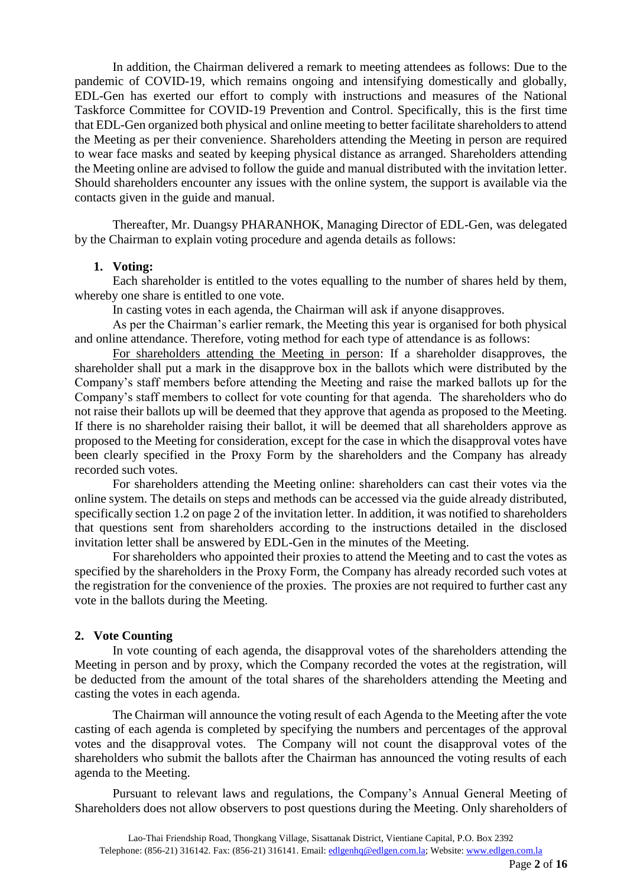In addition, the Chairman delivered a remark to meeting attendees as follows: Due to the pandemic of COVID-19, which remains ongoing and intensifying domestically and globally, EDL-Gen has exerted our effort to comply with instructions and measures of the National Taskforce Committee for COVID-19 Prevention and Control. Specifically, this is the first time that EDL-Gen organized both physical and online meeting to better facilitate shareholders to attend the Meeting as per their convenience. Shareholders attending the Meeting in person are required to wear face masks and seated by keeping physical distance as arranged. Shareholders attending the Meeting online are advised to follow the guide and manual distributed with the invitation letter. Should shareholders encounter any issues with the online system, the support is available via the contacts given in the guide and manual.

Thereafter, Mr. Duangsy PHARANHOK, Managing Director of EDL-Gen, was delegated by the Chairman to explain voting procedure and agenda details as follows:

1. **Voting:**

Each shareholder is entitled to the votes equalling to the number of shares held by them, whereby one share is entitled to one vote.

In casting votes in each agenda, the Chairman will ask if anyone disapproves.

As per the Chairman's earlier remark, the Meeting this year is organised for both physical and online attendance. Therefore, voting method for each type of attendance is as follows:

For shareholders attending the Meeting in person: If a shareholder disapproves, the shareholder shall put a mark in the disapprove box in the ballots which were distributed by the Company's staff members before attending the Meeting and raise the marked ballots up for the Company's staff members to collect for vote counting for that agenda. The shareholders who do not raise their ballots up will be deemed that they approve that agenda as proposed to the Meeting. If there is no shareholder raising their ballot, it will be deemed that all shareholders approve as proposed to the Meeting for consideration, except for the case in which the disapproval votes have been clearly specified in the Proxy Form by the shareholders and the Company has already recorded such votes.

For shareholders attending the Meeting online: shareholders can cast their votes via the online system. The details on steps and methods can be accessed via the guide already distributed, specifically section 1.2 on page 2 of the invitation letter. In addition, it was notified to shareholders that questions sent from shareholders according to the instructions detailed in the disclosed invitation letter shall be answered by EDL-Gen in the minutes of the Meeting.

For shareholders who appointed their proxies to attend the Meeting and to cast the votes as specified by the shareholders in the Proxy Form, the Company has already recorded such votes at the registration for the convenience of the proxies. The proxies are not required to further cast any vote in the ballots during the Meeting.

2. **Vote Counting**

In vote counting of each agenda, the disapproval votes of the shareholders attending the Meeting in person and by proxy, which the Company recorded the votes at the registration, will be deducted from the amount of the total shares of the shareholders attending the Meeting and casting the votes in each agenda.

The Chairman will announce the voting result of each Agenda to the Meeting after the vote casting of each agenda is completed by specifying the numbers and percentages of the approval votes and the disapproval votes. The Company will not count the disapproval votes of the shareholders who submit the ballots after the Chairman has announced the voting results of each agenda to the Meeting.

Pursuant to relevant laws and regulations, the Company's Annual General Meeting of Shareholders does not allow observers to post questions during the Meeting. Only shareholders of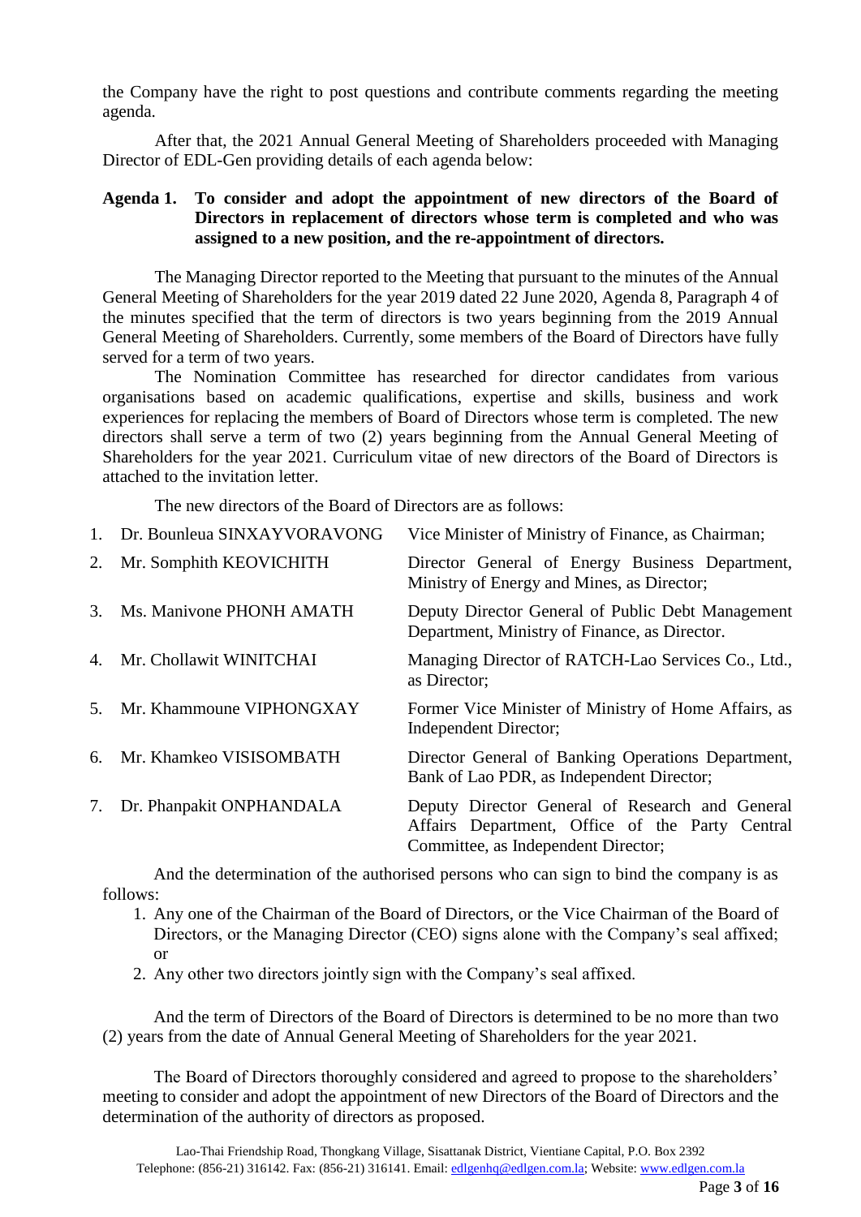the Company have the right to post questions and contribute comments regarding the meeting agenda.

After that, the 2021 Annual General Meeting of Shareholders proceeded with Managing Director of EDL-Gen providing details of each agenda below:

**Agenda 1. To consider and adopt the appointment of new directors of the Board of Directors in replacement of directors whose term is completed and who was assigned to a new position, and the re-appointment of directors.**

The Managing Director reported to the Meeting that pursuant to the minutes of the Annual General Meeting of Shareholders for the year 2019 dated 22 June 2020, Agenda 8, Paragraph 4 of the minutes specified that the term of directors is two years beginning from the 2019 Annual General Meeting of Shareholders. Currently, some members of the Board of Directors have fully served for a term of two years.

The Nomination Committee has researched for director candidates from various organisations based on academic qualifications, expertise and skills, business and work experiences for replacing the members of Board of Directors whose term is completed. The new directors shall serve a term of two (2) years beginning from the Annual General Meeting of Shareholders for the year 2021. Curriculum vitae of new directors of the Board of Directors is attached to the invitation letter.

The new directors of the Board of Directors are as follows:

| | Name | Position |
|---|---|---|
| 1. | Dr. Bounleua SINXAYVORAVONG | Vice Minister of Ministry of Finance, as Chairman; |
| 2. | Mr. Somphith KEOVICHITH | Director General of Energy Business Department, Ministry of Energy and Mines, as Director; |
| 3. | Ms. Manivone PHONH AMATH | Deputy Director General of Public Debt Management Department, Ministry of Finance, as Director. |
| 4. | Mr. Chollawit WINITCHAI | Managing Director of RATCH-Lao Services Co., Ltd., as Director; |
| 5. | Mr. Khammoune VIPHONGXAY | Former Vice Minister of Ministry of Home Affairs, as Independent Director; |
| 6. | Mr. Khamkeo VISISOMBATH | Director General of Banking Operations Department, Bank of Lao PDR, as Independent Director; |
| 7. | Dr. Phanpakit ONPHANDALA | Deputy Director General of Research and General Affairs Department, Office of the Party Central Committee, as Independent Director; |

And the determination of the authorised persons who can sign to bind the company is as follows:

1. Any one of the Chairman of the Board of Directors, or the Vice Chairman of the Board of Directors, or the Managing Director (CEO) signs alone with the Company's seal affixed; or
2. Any other two directors jointly sign with the Company's seal affixed.

And the term of Directors of the Board of Directors is determined to be no more than two (2) years from the date of Annual General Meeting of Shareholders for the year 2021.

The Board of Directors thoroughly considered and agreed to propose to the shareholders' meeting to consider and adopt the appointment of new Directors of the Board of Directors and the determination of the authority of directors as proposed.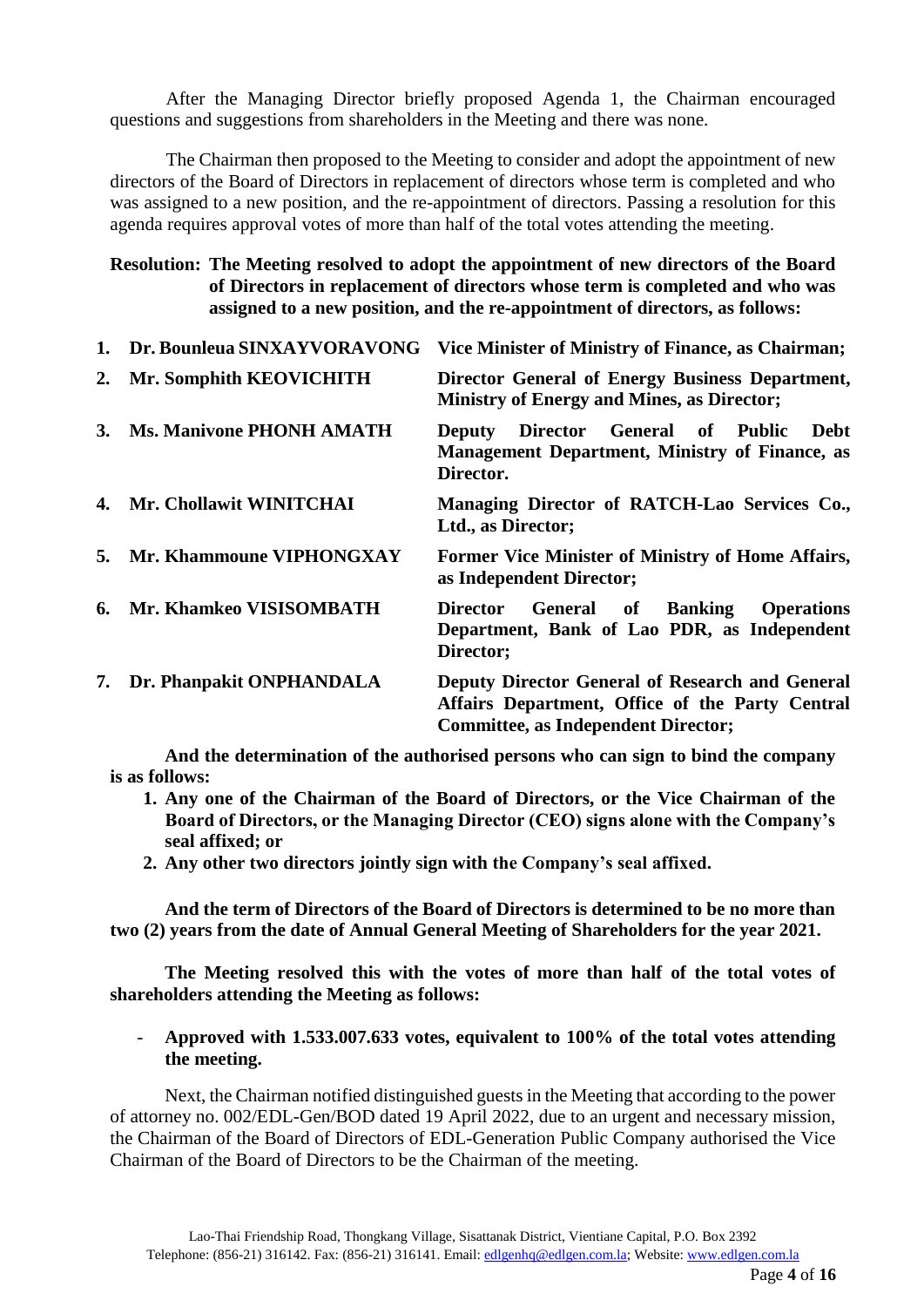After the Managing Director briefly proposed Agenda 1, the Chairman encouraged questions and suggestions from shareholders in the Meeting and there was none.

The Chairman then proposed to the Meeting to consider and adopt the appointment of new directors of the Board of Directors in replacement of directors whose term is completed and who was assigned to a new position, and the re-appointment of directors. Passing a resolution for this agenda requires approval votes of more than half of the total votes attending the meeting.

**Resolution: The Meeting resolved to adopt the appointment of new directors of the Board of Directors in replacement of directors whose term is completed and who was assigned to a new position, and the re-appointment of directors, as follows:**

| | | |
|---|---|---|
| **1.** | **Dr. Bounleua SINXAYVORAVONG** | **Vice Minister of Ministry of Finance, as Chairman;** |
| **2.** | **Mr. Somphith KEOVICHITH** | **Director General of Energy Business Department, Ministry of Energy and Mines, as Director;** |
| **3.** | **Ms. Manivone PHONH AMATH** | **Deputy Director General of Public Debt Management Department, Ministry of Finance, as Director.** |
| **4.** | **Mr. Chollawit WINITCHAI** | **Managing Director of RATCH-Lao Services Co., Ltd., as Director;** |
| **5.** | **Mr. Khammoune VIPHONGXAY** | **Former Vice Minister of Ministry of Home Affairs, as Independent Director;** |
| **6.** | **Mr. Khamkeo VISISOMBATH** | **Director General of Banking Operations Department, Bank of Lao PDR, as Independent Director;** |
| **7.** | **Dr. Phanpakit ONPHANDALA** | **Deputy Director General of Research and General Affairs Department, Office of the Party Central Committee, as Independent Director;** |

**And the determination of the authorised persons who can sign to bind the company is as follows:**

1. **Any one of the Chairman of the Board of Directors, or the Vice Chairman of the Board of Directors, or the Managing Director (CEO) signs alone with the Company's seal affixed; or**
2. **Any other two directors jointly sign with the Company's seal affixed.**

**And the term of Directors of the Board of Directors is determined to be no more than two (2) years from the date of Annual General Meeting of Shareholders for the year 2021.**

**The Meeting resolved this with the votes of more than half of the total votes of shareholders attending the Meeting as follows:**

- **Approved with 1.533.007.633 votes, equivalent to 100% of the total votes attending the meeting.**

Next, the Chairman notified distinguished guests in the Meeting that according to the power of attorney no. 002/EDL-Gen/BOD dated 19 April 2022, due to an urgent and necessary mission, the Chairman of the Board of Directors of EDL-Generation Public Company authorised the Vice Chairman of the Board of Directors to be the Chairman of the meeting.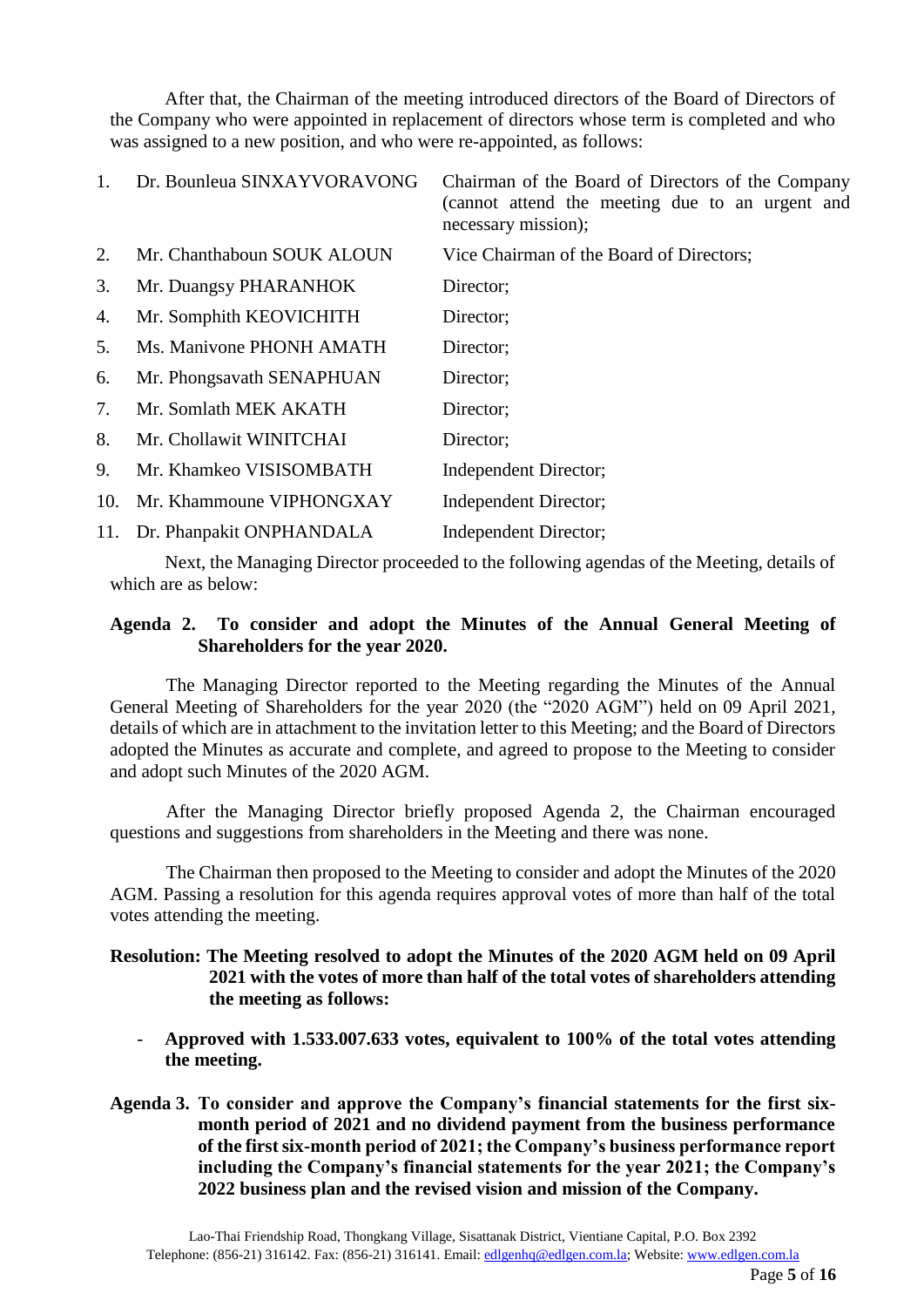After that, the Chairman of the meeting introduced directors of the Board of Directors of the Company who were appointed in replacement of directors whose term is completed and who was assigned to a new position, and who were re-appointed, as follows:

1. Dr. Bounleua SINXAYVORAVONG — Chairman of the Board of Directors of the Company (cannot attend the meeting due to an urgent and necessary mission);
2. Mr. Chanthaboun SOUK ALOUN — Vice Chairman of the Board of Directors;
3. Mr. Duangsy PHARANHOK — Director;
4. Mr. Somphith KEOVICHITH — Director;
5. Ms. Manivone PHONH AMATH — Director;
6. Mr. Phongsavath SENAPHUAN — Director;
7. Mr. Somlath MEK AKATH — Director;
8. Mr. Chollawit WINITCHAI — Director;
9. Mr. Khamkeo VISISOMBATH — Independent Director;
10. Mr. Khammoune VIPHONGXAY — Independent Director;
11. Dr. Phanpakit ONPHANDALA — Independent Director;

Next, the Managing Director proceeded to the following agendas of the Meeting, details of which are as below:

**Agenda 2. To consider and adopt the Minutes of the Annual General Meeting of Shareholders for the year 2020.**

The Managing Director reported to the Meeting regarding the Minutes of the Annual General Meeting of Shareholders for the year 2020 (the "2020 AGM") held on 09 April 2021, details of which are in attachment to the invitation letter to this Meeting; and the Board of Directors adopted the Minutes as accurate and complete, and agreed to propose to the Meeting to consider and adopt such Minutes of the 2020 AGM.

After the Managing Director briefly proposed Agenda 2, the Chairman encouraged questions and suggestions from shareholders in the Meeting and there was none.

The Chairman then proposed to the Meeting to consider and adopt the Minutes of the 2020 AGM. Passing a resolution for this agenda requires approval votes of more than half of the total votes attending the meeting.

**Resolution: The Meeting resolved to adopt the Minutes of the 2020 AGM held on 09 April 2021 with the votes of more than half of the total votes of shareholders attending the meeting as follows:**

- **Approved with 1.533.007.633 votes, equivalent to 100% of the total votes attending the meeting.**

**Agenda 3. To consider and approve the Company's financial statements for the first six-month period of 2021 and no dividend payment from the business performance of the first six-month period of 2021; the Company's business performance report including the Company's financial statements for the year 2021; the Company's 2022 business plan and the revised vision and mission of the Company.**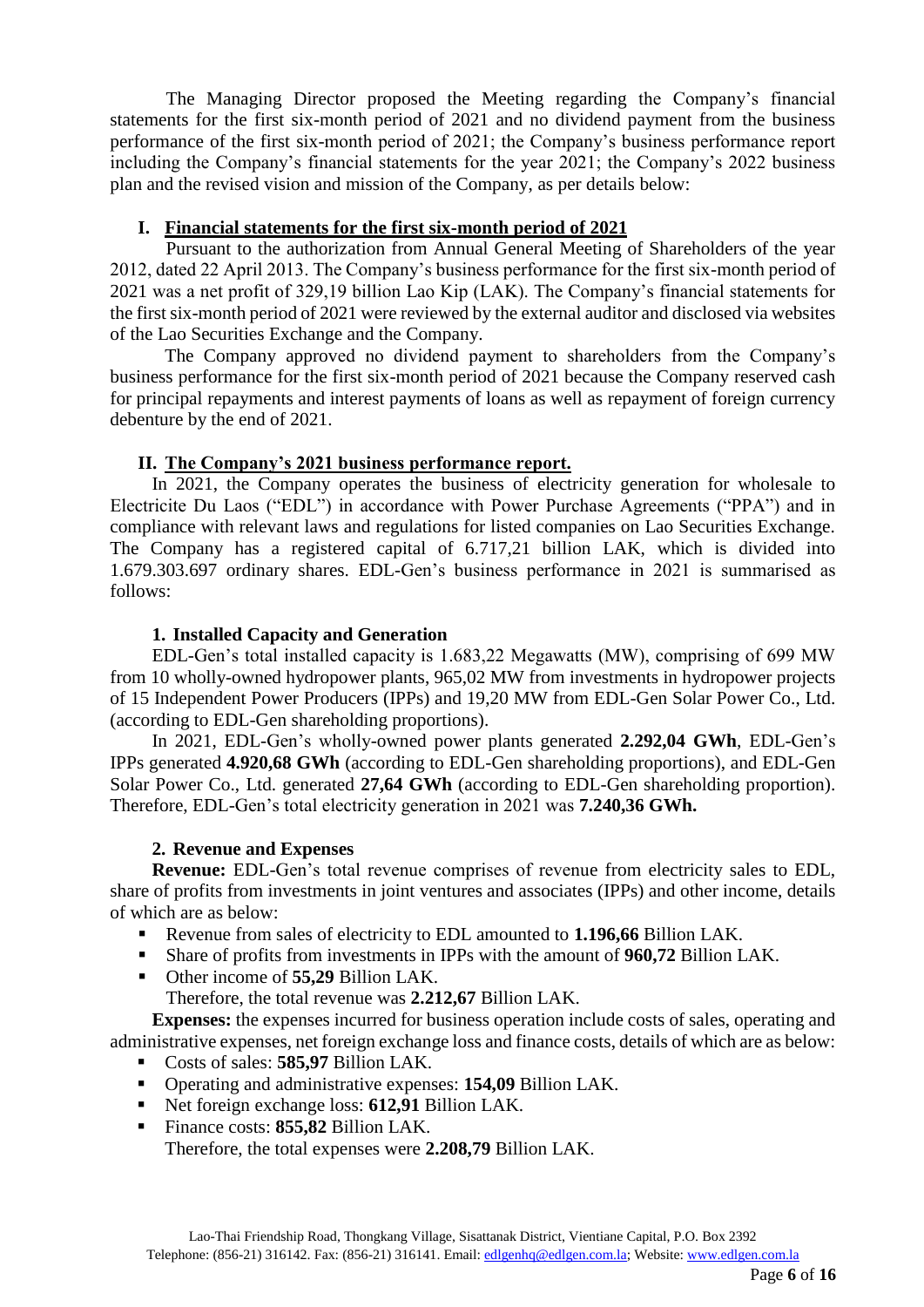The Managing Director proposed the Meeting regarding the Company's financial statements for the first six-month period of 2021 and no dividend payment from the business performance of the first six-month period of 2021; the Company's business performance report including the Company's financial statements for the year 2021; the Company's 2022 business plan and the revised vision and mission of the Company, as per details below:

## I. Financial statements for the first six-month period of 2021

Pursuant to the authorization from Annual General Meeting of Shareholders of the year 2012, dated 22 April 2013. The Company's business performance for the first six-month period of 2021 was a net profit of 329,19 billion Lao Kip (LAK). The Company's financial statements for the first six-month period of 2021 were reviewed by the external auditor and disclosed via websites of the Lao Securities Exchange and the Company.

The Company approved no dividend payment to shareholders from the Company's business performance for the first six-month period of 2021 because the Company reserved cash for principal repayments and interest payments of loans as well as repayment of foreign currency debenture by the end of 2021.

## II. The Company's 2021 business performance report.

In 2021, the Company operates the business of electricity generation for wholesale to Electricite Du Laos ("EDL") in accordance with Power Purchase Agreements ("PPA") and in compliance with relevant laws and regulations for listed companies on Lao Securities Exchange. The Company has a registered capital of 6.717,21 billion LAK, which is divided into 1.679.303.697 ordinary shares. EDL-Gen's business performance in 2021 is summarised as follows:

### 1. Installed Capacity and Generation

EDL-Gen's total installed capacity is 1.683,22 Megawatts (MW), comprising of 699 MW from 10 wholly-owned hydropower plants, 965,02 MW from investments in hydropower projects of 15 Independent Power Producers (IPPs) and 19,20 MW from EDL-Gen Solar Power Co., Ltd. (according to EDL-Gen shareholding proportions).

In 2021, EDL-Gen's wholly-owned power plants generated **2.292,04 GWh**, EDL-Gen's IPPs generated **4.920,68 GWh** (according to EDL-Gen shareholding proportions), and EDL-Gen Solar Power Co., Ltd. generated **27,64 GWh** (according to EDL-Gen shareholding proportion). Therefore, EDL-Gen's total electricity generation in 2021 was **7.240,36 GWh.**

### 2. Revenue and Expenses

**Revenue:** EDL-Gen's total revenue comprises of revenue from electricity sales to EDL, share of profits from investments in joint ventures and associates (IPPs) and other income, details of which are as below:

- Revenue from sales of electricity to EDL amounted to **1.196,66** Billion LAK.
- Share of profits from investments in IPPs with the amount of **960,72** Billion LAK.
- Other income of **55,29** Billion LAK.

Therefore, the total revenue was **2.212,67** Billion LAK.

**Expenses:** the expenses incurred for business operation include costs of sales, operating and administrative expenses, net foreign exchange loss and finance costs, details of which are as below:

- Costs of sales: **585,97** Billion LAK.
- Operating and administrative expenses: **154,09** Billion LAK.
- Net foreign exchange loss: **612,91** Billion LAK.
- Finance costs: **855,82** Billion LAK.

Therefore, the total expenses were **2.208,79** Billion LAK.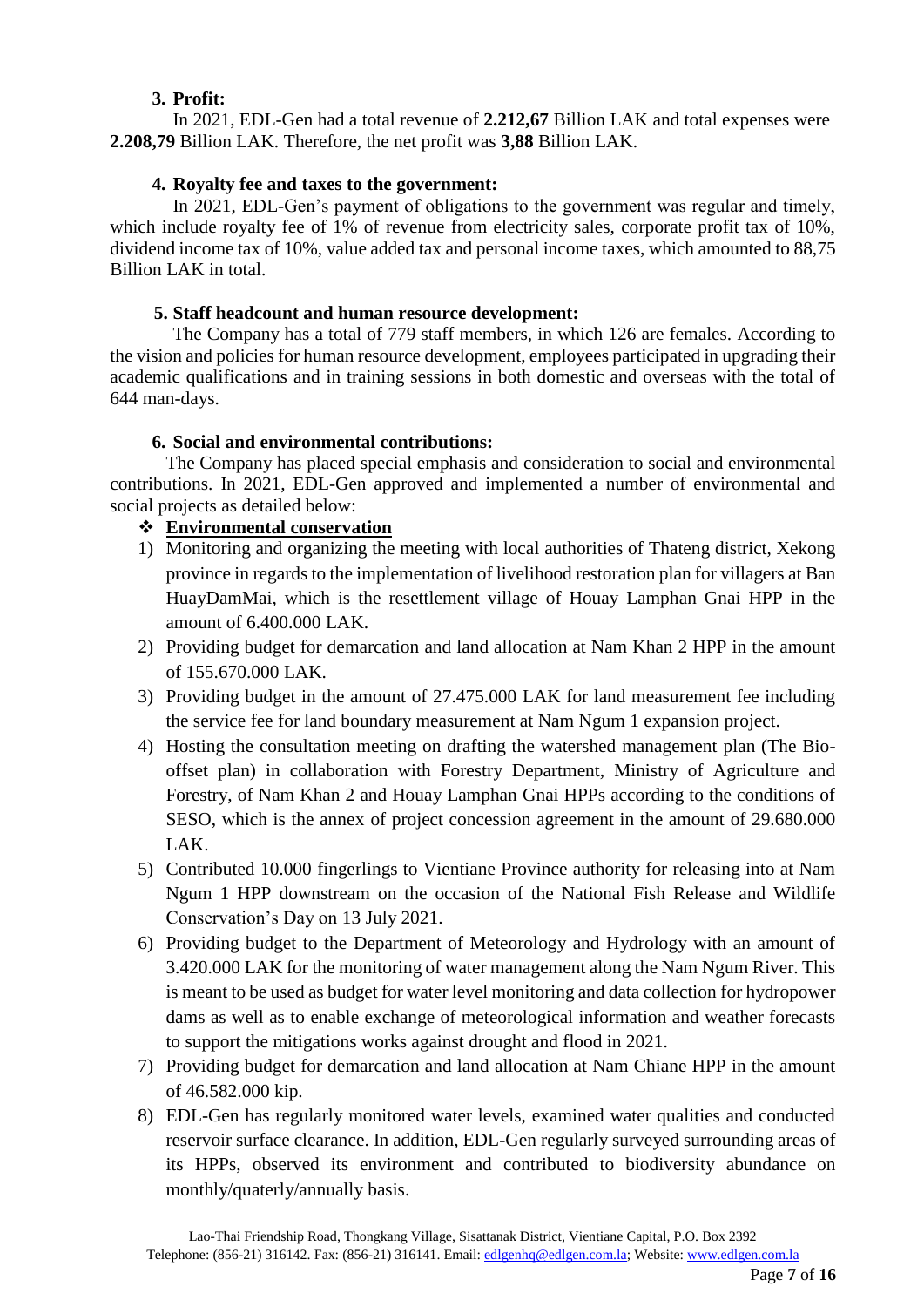### 3. Profit:

In 2021, EDL-Gen had a total revenue of **2.212,67** Billion LAK and total expenses were **2.208,79** Billion LAK. Therefore, the net profit was **3,88** Billion LAK.

### 4. Royalty fee and taxes to the government:

In 2021, EDL-Gen's payment of obligations to the government was regular and timely, which include royalty fee of 1% of revenue from electricity sales, corporate profit tax of 10%, dividend income tax of 10%, value added tax and personal income taxes, which amounted to 88,75 Billion LAK in total.

### 5. Staff headcount and human resource development:

The Company has a total of 779 staff members, in which 126 are females. According to the vision and policies for human resource development, employees participated in upgrading their academic qualifications and in training sessions in both domestic and overseas with the total of 644 man-days.

### 6. Social and environmental contributions:

The Company has placed special emphasis and consideration to social and environmental contributions. In 2021, EDL-Gen approved and implemented a number of environmental and social projects as detailed below:

❖ **<u>Environmental conservation</u>**

1) Monitoring and organizing the meeting with local authorities of Thateng district, Xekong province in regards to the implementation of livelihood restoration plan for villagers at Ban HuayDamMai, which is the resettlement village of Houay Lamphan Gnai HPP in the amount of 6.400.000 LAK.
2) Providing budget for demarcation and land allocation at Nam Khan 2 HPP in the amount of 155.670.000 LAK.
3) Providing budget in the amount of 27.475.000 LAK for land measurement fee including the service fee for land boundary measurement at Nam Ngum 1 expansion project.
4) Hosting the consultation meeting on drafting the watershed management plan (The Bio-offset plan) in collaboration with Forestry Department, Ministry of Agriculture and Forestry, of Nam Khan 2 and Houay Lamphan Gnai HPPs according to the conditions of SESO, which is the annex of project concession agreement in the amount of 29.680.000 LAK.
5) Contributed 10.000 fingerlings to Vientiane Province authority for releasing into at Nam Ngum 1 HPP downstream on the occasion of the National Fish Release and Wildlife Conservation's Day on 13 July 2021.
6) Providing budget to the Department of Meteorology and Hydrology with an amount of 3.420.000 LAK for the monitoring of water management along the Nam Ngum River. This is meant to be used as budget for water level monitoring and data collection for hydropower dams as well as to enable exchange of meteorological information and weather forecasts to support the mitigations works against drought and flood in 2021.
7) Providing budget for demarcation and land allocation at Nam Chiane HPP in the amount of 46.582.000 kip.
8) EDL-Gen has regularly monitored water levels, examined water qualities and conducted reservoir surface clearance. In addition, EDL-Gen regularly surveyed surrounding areas of its HPPs, observed its environment and contributed to biodiversity abundance on monthly/quaterly/annually basis.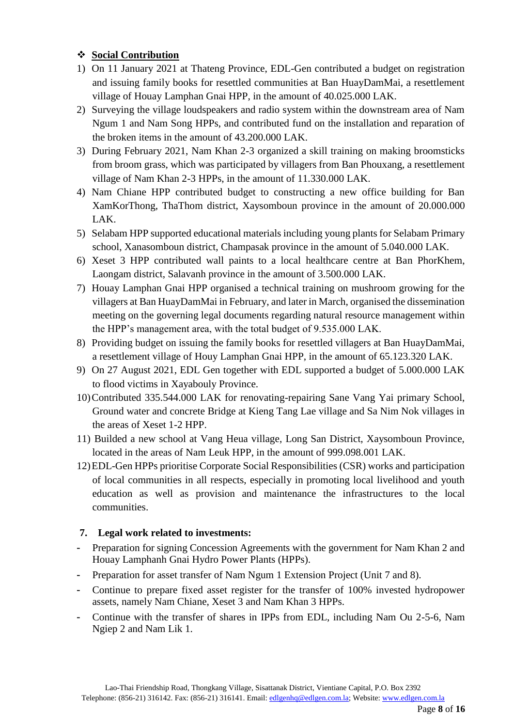❖ **Social Contribution**

1) On 11 January 2021 at Thateng Province, EDL-Gen contributed a budget on registration and issuing family books for resettled communities at Ban HuayDamMai, a resettlement village of Houay Lamphan Gnai HPP, in the amount of 40.025.000 LAK.
2) Surveying the village loudspeakers and radio system within the downstream area of Nam Ngum 1 and Nam Song HPPs, and contributed fund on the installation and reparation of the broken items in the amount of 43.200.000 LAK.
3) During February 2021, Nam Khan 2-3 organized a skill training on making broomsticks from broom grass, which was participated by villagers from Ban Phouxang, a resettlement village of Nam Khan 2-3 HPPs, in the amount of 11.330.000 LAK.
4) Nam Chiane HPP contributed budget to constructing a new office building for Ban XamKorThong, ThaThom district, Xaysomboun province in the amount of 20.000.000 LAK.
5) Selabam HPP supported educational materials including young plants for Selabam Primary school, Xanasomboun district, Champasak province in the amount of 5.040.000 LAK.
6) Xeset 3 HPP contributed wall paints to a local healthcare centre at Ban PhorKhem, Laongam district, Salavanh province in the amount of 3.500.000 LAK.
7) Houay Lamphan Gnai HPP organised a technical training on mushroom growing for the villagers at Ban HuayDamMai in February, and later in March, organised the dissemination meeting on the governing legal documents regarding natural resource management within the HPP's management area, with the total budget of 9.535.000 LAK.
8) Providing budget on issuing the family books for resettled villagers at Ban HuayDamMai, a resettlement village of Houy Lamphan Gnai HPP, in the amount of 65.123.320 LAK.
9) On 27 August 2021, EDL Gen together with EDL supported a budget of 5.000.000 LAK to flood victims in Xayabouly Province.
10) Contributed 335.544.000 LAK for renovating-repairing Sane Vang Yai primary School, Ground water and concrete Bridge at Kieng Tang Lae village and Sa Nim Nok villages in the areas of Xeset 1-2 HPP.
11) Builded a new school at Vang Heua village, Long San District, Xaysomboun Province, located in the areas of Nam Leuk HPP, in the amount of 999.098.001 LAK.
12) EDL-Gen HPPs prioritise Corporate Social Responsibilities (CSR) works and participation of local communities in all respects, especially in promoting local livelihood and youth education as well as provision and maintenance the infrastructures to the local communities.

**7. Legal work related to investments:**

- Preparation for signing Concession Agreements with the government for Nam Khan 2 and Houay Lamphanh Gnai Hydro Power Plants (HPPs).
- Preparation for asset transfer of Nam Ngum 1 Extension Project (Unit 7 and 8).
- Continue to prepare fixed asset register for the transfer of 100% invested hydropower assets, namely Nam Chiane, Xeset 3 and Nam Khan 3 HPPs.
- Continue with the transfer of shares in IPPs from EDL, including Nam Ou 2-5-6, Nam Ngiep 2 and Nam Lik 1.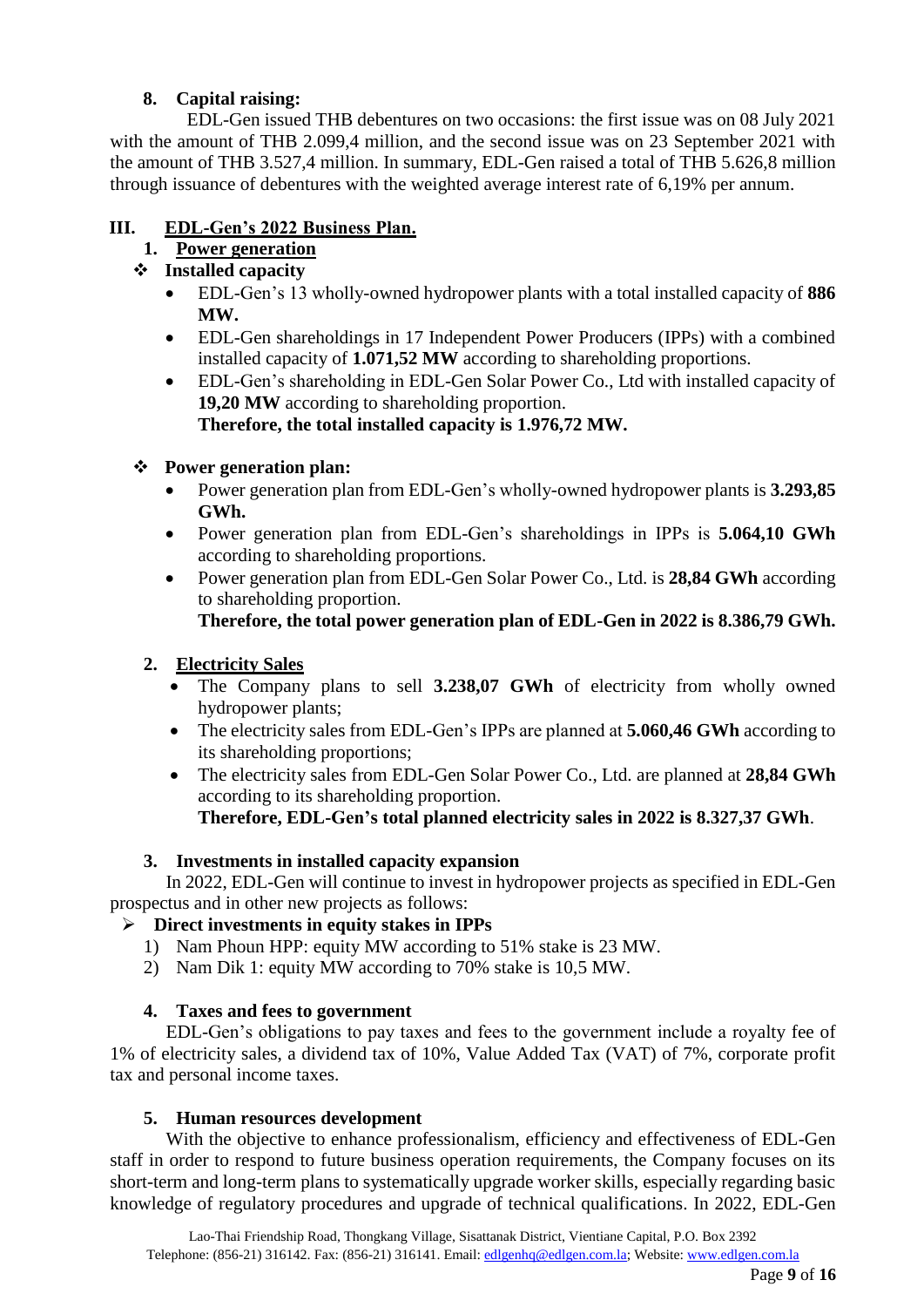**8. Capital raising:**

EDL-Gen issued THB debentures on two occasions: the first issue was on 08 July 2021 with the amount of THB 2.099,4 million, and the second issue was on 23 September 2021 with the amount of THB 3.527,4 million. In summary, EDL-Gen raised a total of THB 5.626,8 million through issuance of debentures with the weighted average interest rate of 6,19% per annum.

## III. EDL-Gen's 2022 Business Plan.

### 1. Power generation

❖ **Installed capacity**

- EDL-Gen's 13 wholly-owned hydropower plants with a total installed capacity of **886 MW.**
- EDL-Gen shareholdings in 17 Independent Power Producers (IPPs) with a combined installed capacity of **1.071,52 MW** according to shareholding proportions.
- EDL-Gen's shareholding in EDL-Gen Solar Power Co., Ltd with installed capacity of **19,20 MW** according to shareholding proportion.
  **Therefore, the total installed capacity is 1.976,72 MW.**

❖ **Power generation plan:**

- Power generation plan from EDL-Gen's wholly-owned hydropower plants is **3.293,85 GWh.**
- Power generation plan from EDL-Gen's shareholdings in IPPs is **5.064,10 GWh** according to shareholding proportions.
- Power generation plan from EDL-Gen Solar Power Co., Ltd. is **28,84 GWh** according to shareholding proportion.
  **Therefore, the total power generation plan of EDL-Gen in 2022 is 8.386,79 GWh.**

### 2. Electricity Sales

- The Company plans to sell **3.238,07 GWh** of electricity from wholly owned hydropower plants;
- The electricity sales from EDL-Gen's IPPs are planned at **5.060,46 GWh** according to its shareholding proportions;
- The electricity sales from EDL-Gen Solar Power Co., Ltd. are planned at **28,84 GWh** according to its shareholding proportion.
  **Therefore, EDL-Gen's total planned electricity sales in 2022 is 8.327,37 GWh**.

### 3. Investments in installed capacity expansion

In 2022, EDL-Gen will continue to invest in hydropower projects as specified in EDL-Gen prospectus and in other new projects as follows:

➢ **Direct investments in equity stakes in IPPs**

1) Nam Phoun HPP: equity MW according to 51% stake is 23 MW.
2) Nam Dik 1: equity MW according to 70% stake is 10,5 MW.

### 4. Taxes and fees to government

EDL-Gen's obligations to pay taxes and fees to the government include a royalty fee of 1% of electricity sales, a dividend tax of 10%, Value Added Tax (VAT) of 7%, corporate profit tax and personal income taxes.

### 5. Human resources development

With the objective to enhance professionalism, efficiency and effectiveness of EDL-Gen staff in order to respond to future business operation requirements, the Company focuses on its short-term and long-term plans to systematically upgrade worker skills, especially regarding basic knowledge of regulatory procedures and upgrade of technical qualifications. In 2022, EDL-Gen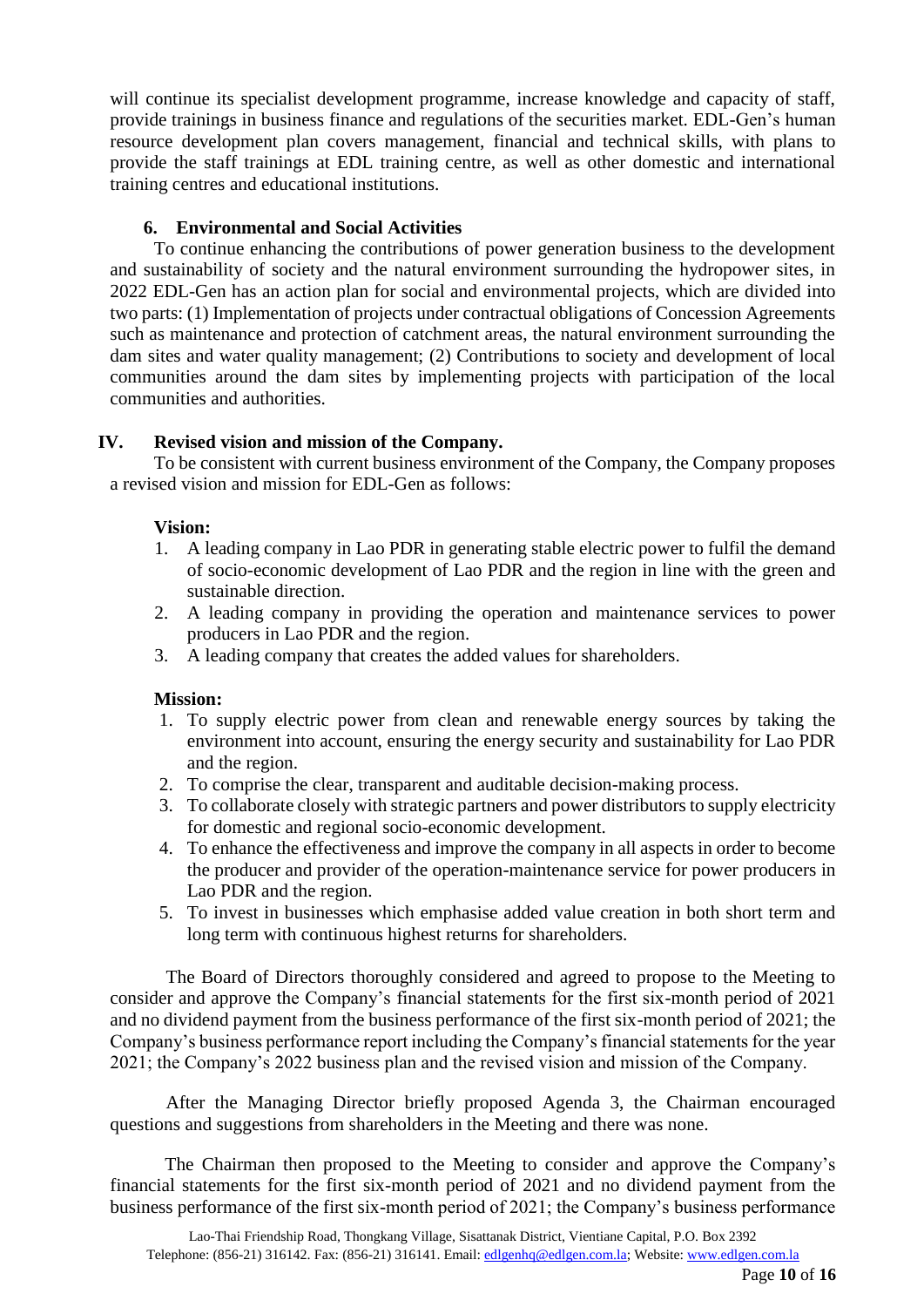will continue its specialist development programme, increase knowledge and capacity of staff, provide trainings in business finance and regulations of the securities market. EDL-Gen's human resource development plan covers management, financial and technical skills, with plans to provide the staff trainings at EDL training centre, as well as other domestic and international training centres and educational institutions.

### 6. Environmental and Social Activities

To continue enhancing the contributions of power generation business to the development and sustainability of society and the natural environment surrounding the hydropower sites, in 2022 EDL-Gen has an action plan for social and environmental projects, which are divided into two parts: (1) Implementation of projects under contractual obligations of Concession Agreements such as maintenance and protection of catchment areas, the natural environment surrounding the dam sites and water quality management; (2) Contributions to society and development of local communities around the dam sites by implementing projects with participation of the local communities and authorities.

## IV. Revised vision and mission of the Company.

To be consistent with current business environment of the Company, the Company proposes a revised vision and mission for EDL-Gen as follows:

**Vision:**

1. A leading company in Lao PDR in generating stable electric power to fulfil the demand of socio-economic development of Lao PDR and the region in line with the green and sustainable direction.
2. A leading company in providing the operation and maintenance services to power producers in Lao PDR and the region.
3. A leading company that creates the added values for shareholders.

**Mission:**

1. To supply electric power from clean and renewable energy sources by taking the environment into account, ensuring the energy security and sustainability for Lao PDR and the region.
2. To comprise the clear, transparent and auditable decision-making process.
3. To collaborate closely with strategic partners and power distributors to supply electricity for domestic and regional socio-economic development.
4. To enhance the effectiveness and improve the company in all aspects in order to become the producer and provider of the operation-maintenance service for power producers in Lao PDR and the region.
5. To invest in businesses which emphasise added value creation in both short term and long term with continuous highest returns for shareholders.

The Board of Directors thoroughly considered and agreed to propose to the Meeting to consider and approve the Company's financial statements for the first six-month period of 2021 and no dividend payment from the business performance of the first six-month period of 2021; the Company's business performance report including the Company's financial statements for the year 2021; the Company's 2022 business plan and the revised vision and mission of the Company.

After the Managing Director briefly proposed Agenda 3, the Chairman encouraged questions and suggestions from shareholders in the Meeting and there was none.

The Chairman then proposed to the Meeting to consider and approve the Company's financial statements for the first six-month period of 2021 and no dividend payment from the business performance of the first six-month period of 2021; the Company's business performance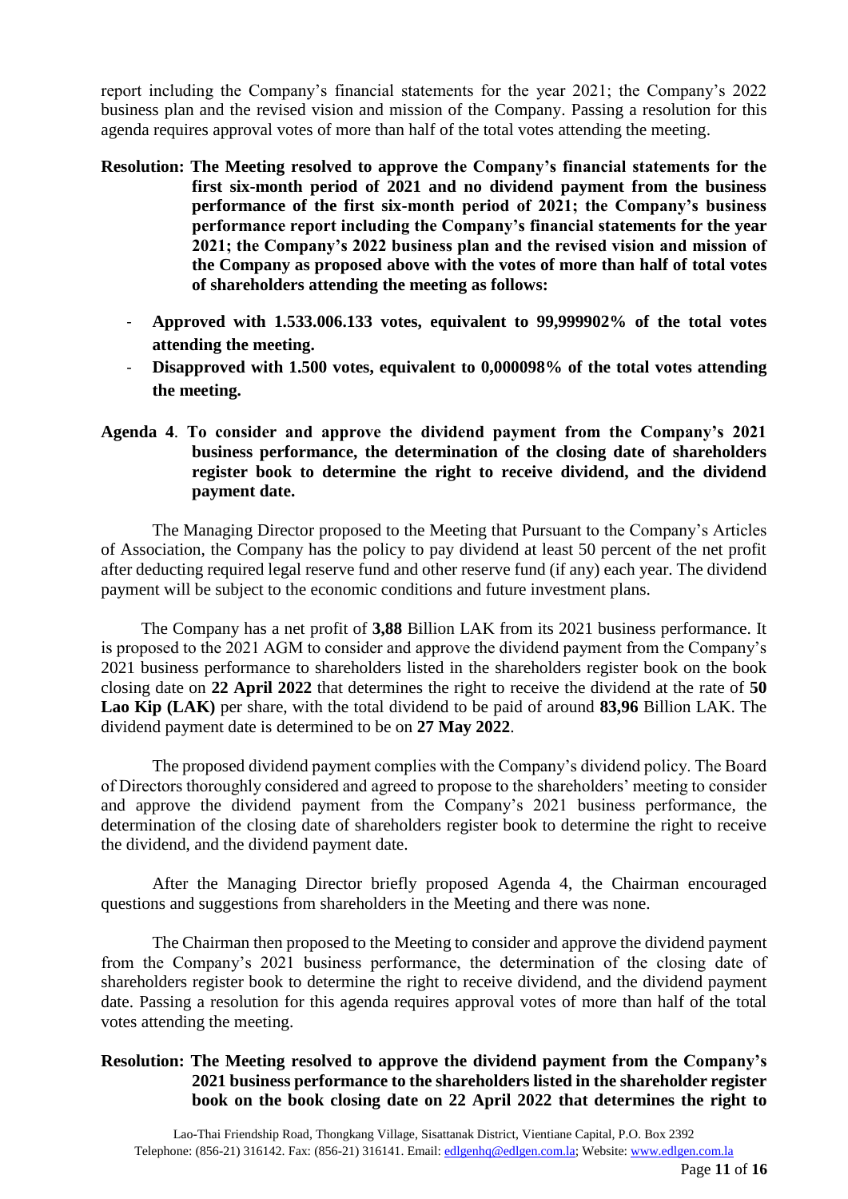report including the Company's financial statements for the year 2021; the Company's 2022 business plan and the revised vision and mission of the Company. Passing a resolution for this agenda requires approval votes of more than half of the total votes attending the meeting.

**Resolution: The Meeting resolved to approve the Company's financial statements for the first six-month period of 2021 and no dividend payment from the business performance of the first six-month period of 2021; the Company's business performance report including the Company's financial statements for the year 2021; the Company's 2022 business plan and the revised vision and mission of the Company as proposed above with the votes of more than half of total votes of shareholders attending the meeting as follows:**

- **Approved with 1.533.006.133 votes, equivalent to 99,999902% of the total votes attending the meeting.**
- **Disapproved with 1.500 votes, equivalent to 0,000098% of the total votes attending the meeting.**

**Agenda 4. To consider and approve the dividend payment from the Company's 2021 business performance, the determination of the closing date of shareholders register book to determine the right to receive dividend, and the dividend payment date.**

The Managing Director proposed to the Meeting that Pursuant to the Company's Articles of Association, the Company has the policy to pay dividend at least 50 percent of the net profit after deducting required legal reserve fund and other reserve fund (if any) each year. The dividend payment will be subject to the economic conditions and future investment plans.

The Company has a net profit of **3,88** Billion LAK from its 2021 business performance. It is proposed to the 2021 AGM to consider and approve the dividend payment from the Company's 2021 business performance to shareholders listed in the shareholders register book on the book closing date on **22 April 2022** that determines the right to receive the dividend at the rate of **50 Lao Kip (LAK)** per share, with the total dividend to be paid of around **83,96** Billion LAK. The dividend payment date is determined to be on **27 May 2022**.

The proposed dividend payment complies with the Company's dividend policy. The Board of Directors thoroughly considered and agreed to propose to the shareholders' meeting to consider and approve the dividend payment from the Company's 2021 business performance, the determination of the closing date of shareholders register book to determine the right to receive the dividend, and the dividend payment date.

After the Managing Director briefly proposed Agenda 4, the Chairman encouraged questions and suggestions from shareholders in the Meeting and there was none.

The Chairman then proposed to the Meeting to consider and approve the dividend payment from the Company's 2021 business performance, the determination of the closing date of shareholders register book to determine the right to receive dividend, and the dividend payment date. Passing a resolution for this agenda requires approval votes of more than half of the total votes attending the meeting.

**Resolution: The Meeting resolved to approve the dividend payment from the Company's 2021 business performance to the shareholders listed in the shareholder register book on the book closing date on 22 April 2022 that determines the right to**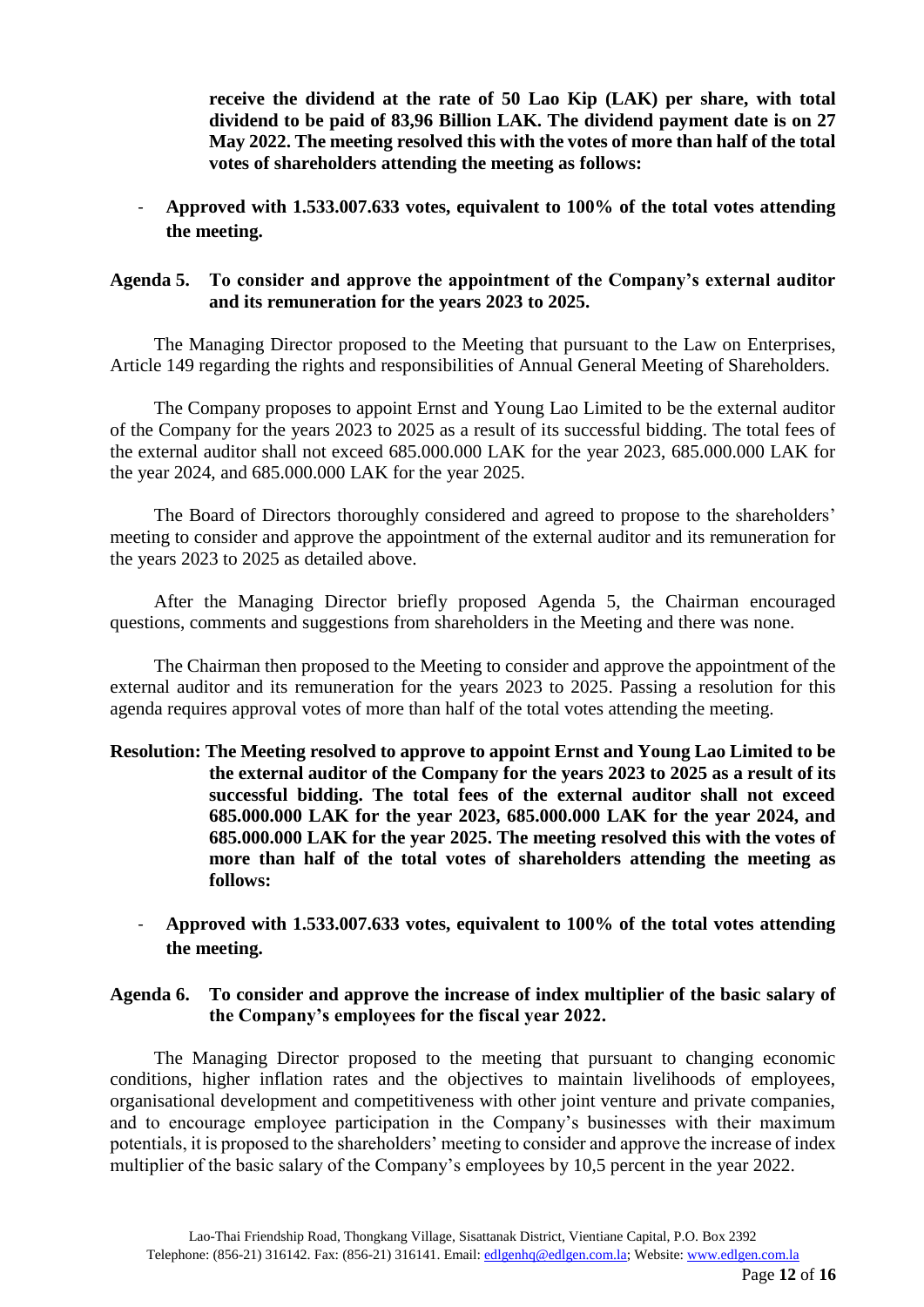**receive the dividend at the rate of 50 Lao Kip (LAK) per share, with total dividend to be paid of 83,96 Billion LAK. The dividend payment date is on 27 May 2022. The meeting resolved this with the votes of more than half of the total votes of shareholders attending the meeting as follows:**

- **Approved with 1.533.007.633 votes, equivalent to 100% of the total votes attending the meeting.**

**Agenda 5. To consider and approve the appointment of the Company's external auditor and its remuneration for the years 2023 to 2025.**

The Managing Director proposed to the Meeting that pursuant to the Law on Enterprises, Article 149 regarding the rights and responsibilities of Annual General Meeting of Shareholders.

The Company proposes to appoint Ernst and Young Lao Limited to be the external auditor of the Company for the years 2023 to 2025 as a result of its successful bidding. The total fees of the external auditor shall not exceed 685.000.000 LAK for the year 2023, 685.000.000 LAK for the year 2024, and 685.000.000 LAK for the year 2025.

The Board of Directors thoroughly considered and agreed to propose to the shareholders' meeting to consider and approve the appointment of the external auditor and its remuneration for the years 2023 to 2025 as detailed above.

After the Managing Director briefly proposed Agenda 5, the Chairman encouraged questions, comments and suggestions from shareholders in the Meeting and there was none.

The Chairman then proposed to the Meeting to consider and approve the appointment of the external auditor and its remuneration for the years 2023 to 2025. Passing a resolution for this agenda requires approval votes of more than half of the total votes attending the meeting.

**Resolution: The Meeting resolved to approve to appoint Ernst and Young Lao Limited to be the external auditor of the Company for the years 2023 to 2025 as a result of its successful bidding. The total fees of the external auditor shall not exceed 685.000.000 LAK for the year 2023, 685.000.000 LAK for the year 2024, and 685.000.000 LAK for the year 2025. The meeting resolved this with the votes of more than half of the total votes of shareholders attending the meeting as follows:**

- **Approved with 1.533.007.633 votes, equivalent to 100% of the total votes attending the meeting.**

**Agenda 6. To consider and approve the increase of index multiplier of the basic salary of the Company's employees for the fiscal year 2022.**

The Managing Director proposed to the meeting that pursuant to changing economic conditions, higher inflation rates and the objectives to maintain livelihoods of employees, organisational development and competitiveness with other joint venture and private companies, and to encourage employee participation in the Company's businesses with their maximum potentials, it is proposed to the shareholders' meeting to consider and approve the increase of index multiplier of the basic salary of the Company's employees by 10,5 percent in the year 2022.

Lao-Thai Friendship Road, Thongkang Village, Sisattanak District, Vientiane Capital, P.O. Box 2392
Telephone: (856-21) 316142. Fax: (856-21) 316141. Email: edlgenhq@edlgen.com.la; Website: www.edlgen.com.la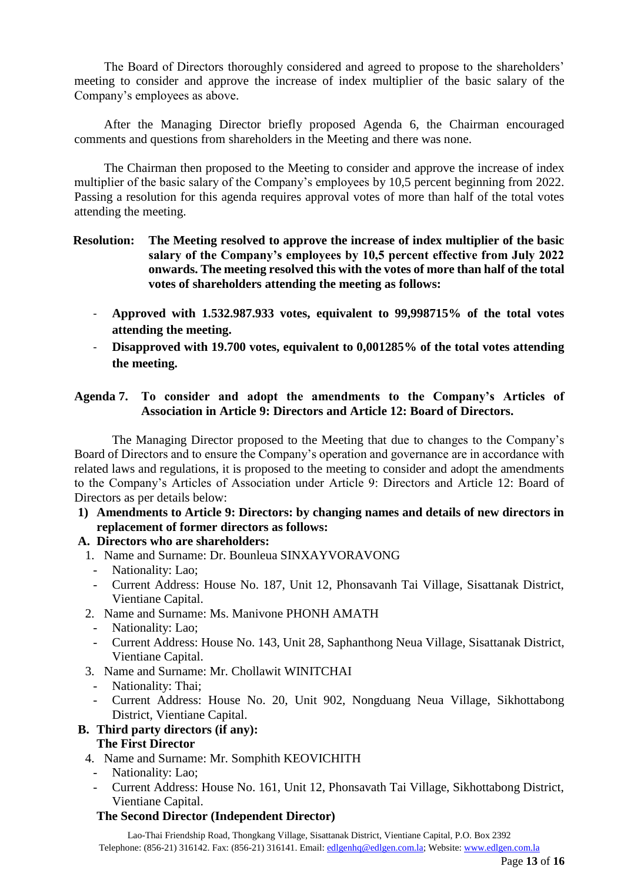The Board of Directors thoroughly considered and agreed to propose to the shareholders' meeting to consider and approve the increase of index multiplier of the basic salary of the Company's employees as above.

After the Managing Director briefly proposed Agenda 6, the Chairman encouraged comments and questions from shareholders in the Meeting and there was none.

The Chairman then proposed to the Meeting to consider and approve the increase of index multiplier of the basic salary of the Company's employees by 10,5 percent beginning from 2022. Passing a resolution for this agenda requires approval votes of more than half of the total votes attending the meeting.

**Resolution: The Meeting resolved to approve the increase of index multiplier of the basic salary of the Company's employees by 10,5 percent effective from July 2022 onwards. The meeting resolved this with the votes of more than half of the total votes of shareholders attending the meeting as follows:**

- **Approved with 1.532.987.933 votes, equivalent to 99,998715% of the total votes attending the meeting.**
- **Disapproved with 19.700 votes, equivalent to 0,001285% of the total votes attending the meeting.**

**Agenda 7. To consider and adopt the amendments to the Company's Articles of Association in Article 9: Directors and Article 12: Board of Directors.**

The Managing Director proposed to the Meeting that due to changes to the Company's Board of Directors and to ensure the Company's operation and governance are in accordance with related laws and regulations, it is proposed to the meeting to consider and adopt the amendments to the Company's Articles of Association under Article 9: Directors and Article 12: Board of Directors as per details below:

**1) Amendments to Article 9: Directors: by changing names and details of new directors in replacement of former directors as follows:**

**A. Directors who are shareholders:**

1. Name and Surname: Dr. Bounleua SINXAYVORAVONG
   - Nationality: Lao;
   - Current Address: House No. 187, Unit 12, Phonsavanh Tai Village, Sisattanak District, Vientiane Capital.
2. Name and Surname: Ms. Manivone PHONH AMATH
   - Nationality: Lao;
   - Current Address: House No. 143, Unit 28, Saphanthong Neua Village, Sisattanak District, Vientiane Capital.
3. Name and Surname: Mr. Chollawit WINITCHAI
   - Nationality: Thai;
   - Current Address: House No. 20, Unit 902, Nongduang Neua Village, Sikhottabong District, Vientiane Capital.

**B. Third party directors (if any):**

**The First Director**

4. Name and Surname: Mr. Somphith KEOVICHITH
   - Nationality: Lao;
   - Current Address: House No. 161, Unit 12, Phonsavath Tai Village, Sikhottabong District, Vientiane Capital.

**The Second Director (Independent Director)**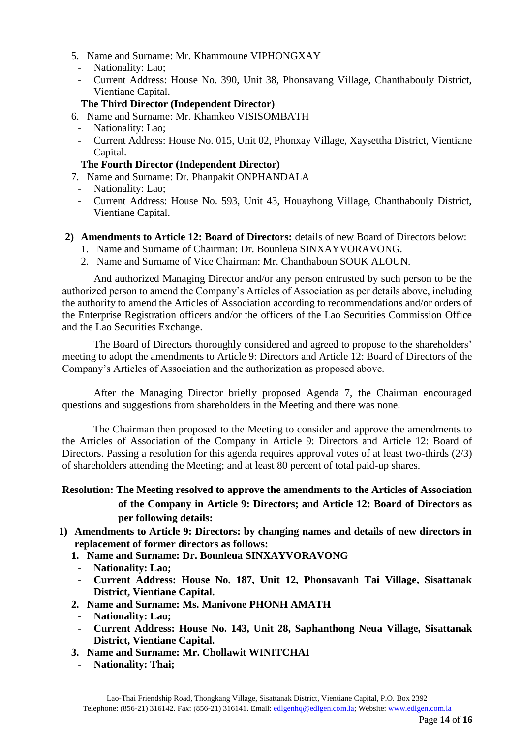5. Name and Surname: Mr. Khammoune VIPHONGXAY
   - Nationality: Lao;
   - Current Address: House No. 390, Unit 38, Phonsavang Village, Chanthabouly District, Vientiane Capital.

**The Third Director (Independent Director)**

6. Name and Surname: Mr. Khamkeo VISISOMBATH
   - Nationality: Lao;
   - Current Address: House No. 015, Unit 02, Phonxay Village, Xaysettha District, Vientiane Capital.

**The Fourth Director (Independent Director)**

7. Name and Surname: Dr. Phanpakit ONPHANDALA
   - Nationality: Lao;
   - Current Address: House No. 593, Unit 43, Houayhong Village, Chanthabouly District, Vientiane Capital.

2) **Amendments to Article 12: Board of Directors:** details of new Board of Directors below:
   1. Name and Surname of Chairman: Dr. Bounleua SINXAYVORAVONG.
   2. Name and Surname of Vice Chairman: Mr. Chanthaboun SOUK ALOUN.

And authorized Managing Director and/or any person entrusted by such person to be the authorized person to amend the Company's Articles of Association as per details above, including the authority to amend the Articles of Association according to recommendations and/or orders of the Enterprise Registration officers and/or the officers of the Lao Securities Commission Office and the Lao Securities Exchange.

The Board of Directors thoroughly considered and agreed to propose to the shareholders' meeting to adopt the amendments to Article 9: Directors and Article 12: Board of Directors of the Company's Articles of Association and the authorization as proposed above.

After the Managing Director briefly proposed Agenda 7, the Chairman encouraged questions and suggestions from shareholders in the Meeting and there was none.

The Chairman then proposed to the Meeting to consider and approve the amendments to the Articles of Association of the Company in Article 9: Directors and Article 12: Board of Directors. Passing a resolution for this agenda requires approval votes of at least two-thirds (2/3) of shareholders attending the Meeting; and at least 80 percent of total paid-up shares.

**Resolution: The Meeting resolved to approve the amendments to the Articles of Association of the Company in Article 9: Directors; and Article 12: Board of Directors as per following details:**

1) **Amendments to Article 9: Directors: by changing names and details of new directors in replacement of former directors as follows:**
   1. **Name and Surname: Dr. Bounleua SINXAYVORAVONG**
      - **Nationality: Lao;**
      - **Current Address: House No. 187, Unit 12, Phonsavanh Tai Village, Sisattanak District, Vientiane Capital.**
   2. **Name and Surname: Ms. Manivone PHONH AMATH**
      - **Nationality: Lao;**
      - **Current Address: House No. 143, Unit 28, Saphanthong Neua Village, Sisattanak District, Vientiane Capital.**
   3. **Name and Surname: Mr. Chollawit WINITCHAI**
      - **Nationality: Thai;**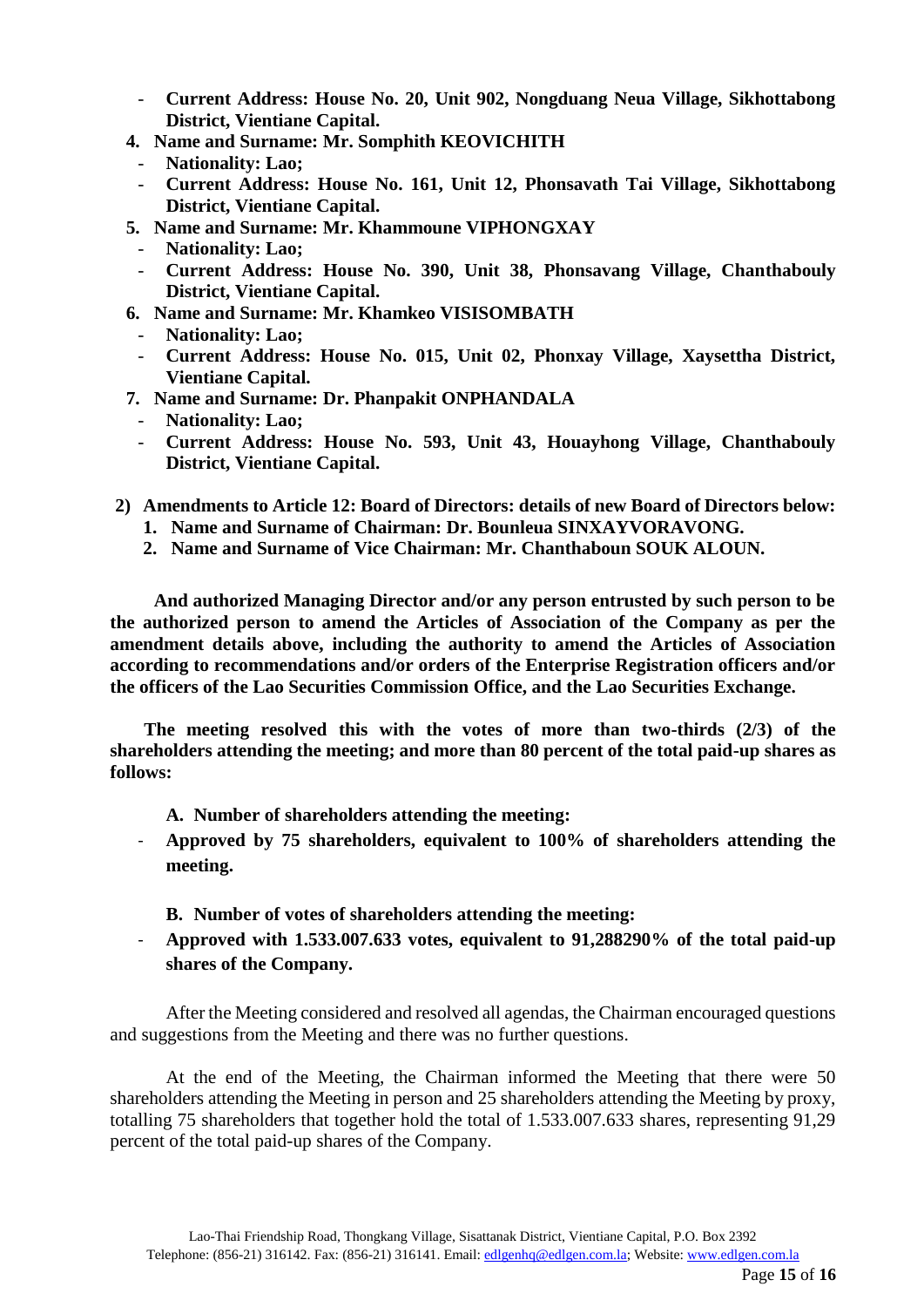- **Current Address: House No. 20, Unit 902, Nongduang Neua Village, Sikhottabong District, Vientiane Capital.**

4. **Name and Surname: Mr. Somphith KEOVICHITH**
   - **Nationality: Lao;**
   - **Current Address: House No. 161, Unit 12, Phonsavath Tai Village, Sikhottabong District, Vientiane Capital.**
5. **Name and Surname: Mr. Khammoune VIPHONGXAY**
   - **Nationality: Lao;**
   - **Current Address: House No. 390, Unit 38, Phonsavang Village, Chanthabouly District, Vientiane Capital.**
6. **Name and Surname: Mr. Khamkeo VISISOMBATH**
   - **Nationality: Lao;**
   - **Current Address: House No. 015, Unit 02, Phonxay Village, Xaysettha District, Vientiane Capital.**
7. **Name and Surname: Dr. Phanpakit ONPHANDALA**
   - **Nationality: Lao;**
   - **Current Address: House No. 593, Unit 43, Houayhong Village, Chanthabouly District, Vientiane Capital.**

**2) Amendments to Article 12: Board of Directors: details of new Board of Directors below:**

1. **Name and Surname of Chairman: Dr. Bounleua SINXAYVORAVONG.**
2. **Name and Surname of Vice Chairman: Mr. Chanthaboun SOUK ALOUN.**

**And authorized Managing Director and/or any person entrusted by such person to be the authorized person to amend the Articles of Association of the Company as per the amendment details above, including the authority to amend the Articles of Association according to recommendations and/or orders of the Enterprise Registration officers and/or the officers of the Lao Securities Commission Office, and the Lao Securities Exchange.**

**The meeting resolved this with the votes of more than two-thirds (2/3) of the shareholders attending the meeting; and more than 80 percent of the total paid-up shares as follows:**

**A. Number of shareholders attending the meeting:**

- **Approved by 75 shareholders, equivalent to 100% of shareholders attending the meeting.**

**B. Number of votes of shareholders attending the meeting:**

- **Approved with 1.533.007.633 votes, equivalent to 91,288290% of the total paid-up shares of the Company.**

After the Meeting considered and resolved all agendas, the Chairman encouraged questions and suggestions from the Meeting and there was no further questions.

At the end of the Meeting, the Chairman informed the Meeting that there were 50 shareholders attending the Meeting in person and 25 shareholders attending the Meeting by proxy, totalling 75 shareholders that together hold the total of 1.533.007.633 shares, representing 91,29 percent of the total paid-up shares of the Company.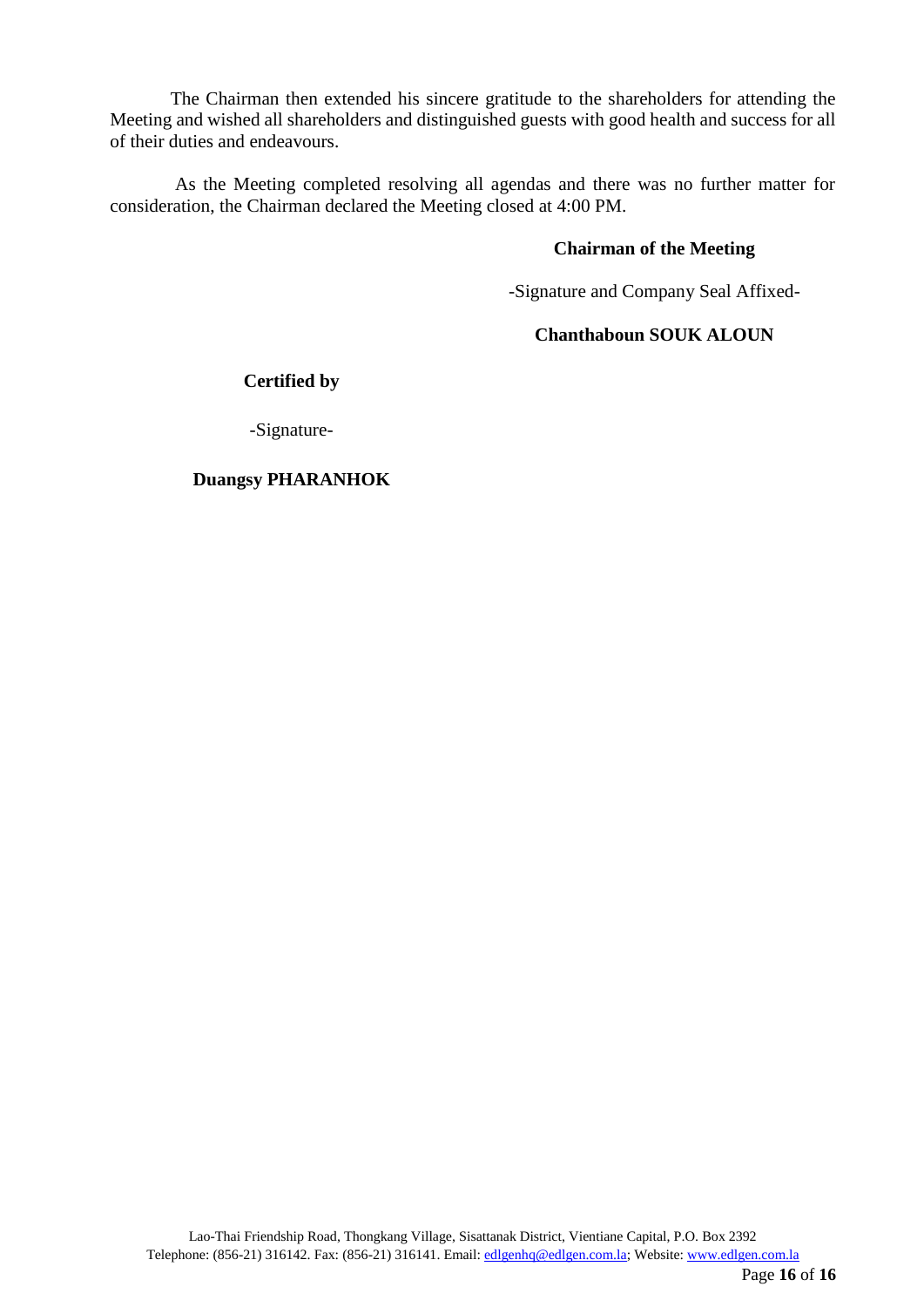The Chairman then extended his sincere gratitude to the shareholders for attending the Meeting and wished all shareholders and distinguished guests with good health and success for all of their duties and endeavours.

As the Meeting completed resolving all agendas and there was no further matter for consideration, the Chairman declared the Meeting closed at 4:00 PM.

**Chairman of the Meeting**

-Signature and Company Seal Affixed-

**Chanthaboun SOUK ALOUN**

**Certified by**

-Signature-

**Duangsy PHARANHOK**